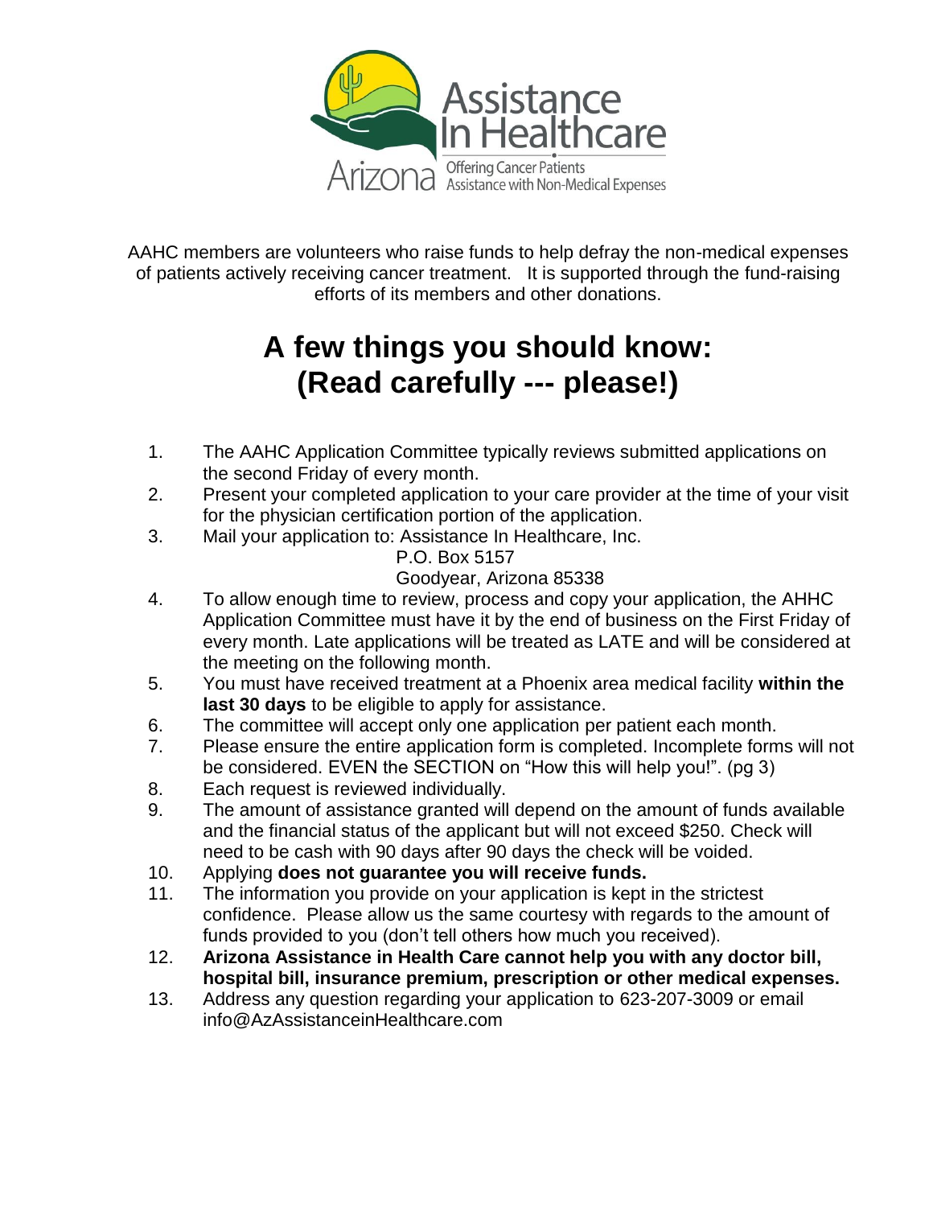Assistance In Healthcare

Arizona

Offering Cancer Patients Assistance with Non-Medical Expenses

AAHC members are volunteers who raise funds to help defray the non-medical expenses of patients actively receiving cancer treatment. It is supported through the fund-raising efforts of its members and other donations.

# A few things you should know: (Read carefully --- please!)

1. The AAHC Application Committee typically reviews submitted applications on the second Friday of every month.
2. Present your completed application to your care provider at the time of your visit for the physician certification portion of the application.
3. Mail your application to: Assistance In Healthcare, Inc.
   P.O. Box 5157
   Goodyear, Arizona 85338
4. To allow enough time to review, process and copy your application, the AHHC Application Committee must have it by the end of business on the First Friday of every month. Late applications will be treated as LATE and will be considered at the meeting on the following month.
5. You must have received treatment at a Phoenix area medical facility **within the last 30 days** to be eligible to apply for assistance.
6. The committee will accept only one application per patient each month.
7. Please ensure the entire application form is completed. Incomplete forms will not be considered. EVEN the SECTION on "How this will help you!". (pg 3)
8. Each request is reviewed individually.
9. The amount of assistance granted will depend on the amount of funds available and the financial status of the applicant but will not exceed $250. Check will need to be cash with 90 days after 90 days the check will be voided.
10. Applying **does not guarantee you will receive funds.**
11. The information you provide on your application is kept in the strictest confidence. Please allow us the same courtesy with regards to the amount of funds provided to you (don't tell others how much you received).
12. **Arizona Assistance in Health Care cannot help you with any doctor bill, hospital bill, insurance premium, prescription or other medical expenses.**
13. Address any question regarding your application to 623-207-3009 or email info@AzAssistanceinHealthcare.com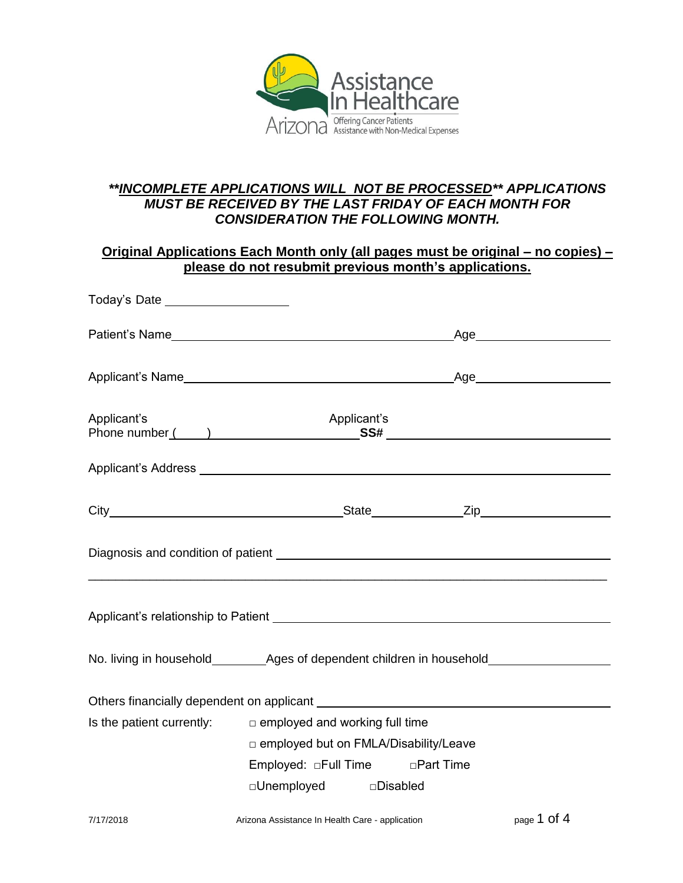**\*\*_INCOMPLETE APPLICATIONS WILL NOT BE PROCESSED_\*\* _APPLICATIONS MUST BE RECEIVED BY THE LAST FRIDAY OF EACH MONTH FOR CONSIDERATION THE FOLLOWING MONTH._**

**<u>Original Applications Each Month only (all pages must be original – no copies) – please do not resubmit previous month's applications.</u>**

Today's Date ____________________

Patient's Name ____________________________________________ Age ____________________

Applicant's Name __________________________________________ Age ____________________

Applicant's Phone number (\_\_\_\_\_) ______________________ Applicant's **SS#** ________________________________

Applicant's Address ______________________________________________________________

City ___________________________________ State ______________ Zip ____________________

Diagnosis and condition of patient __________________________________________________

______________________________________________________________________________

Applicant's relationship to Patient __________________________________________________

No. living in household _________ Ages of dependent children in household _________________

Others financially dependent on applicant ____________________________________________

Is the patient currently:

- □ employed and working full time
- □ employed but on FMLA/Disability/Leave
- Employed: □Full Time □Part Time
- □Unemployed □Disabled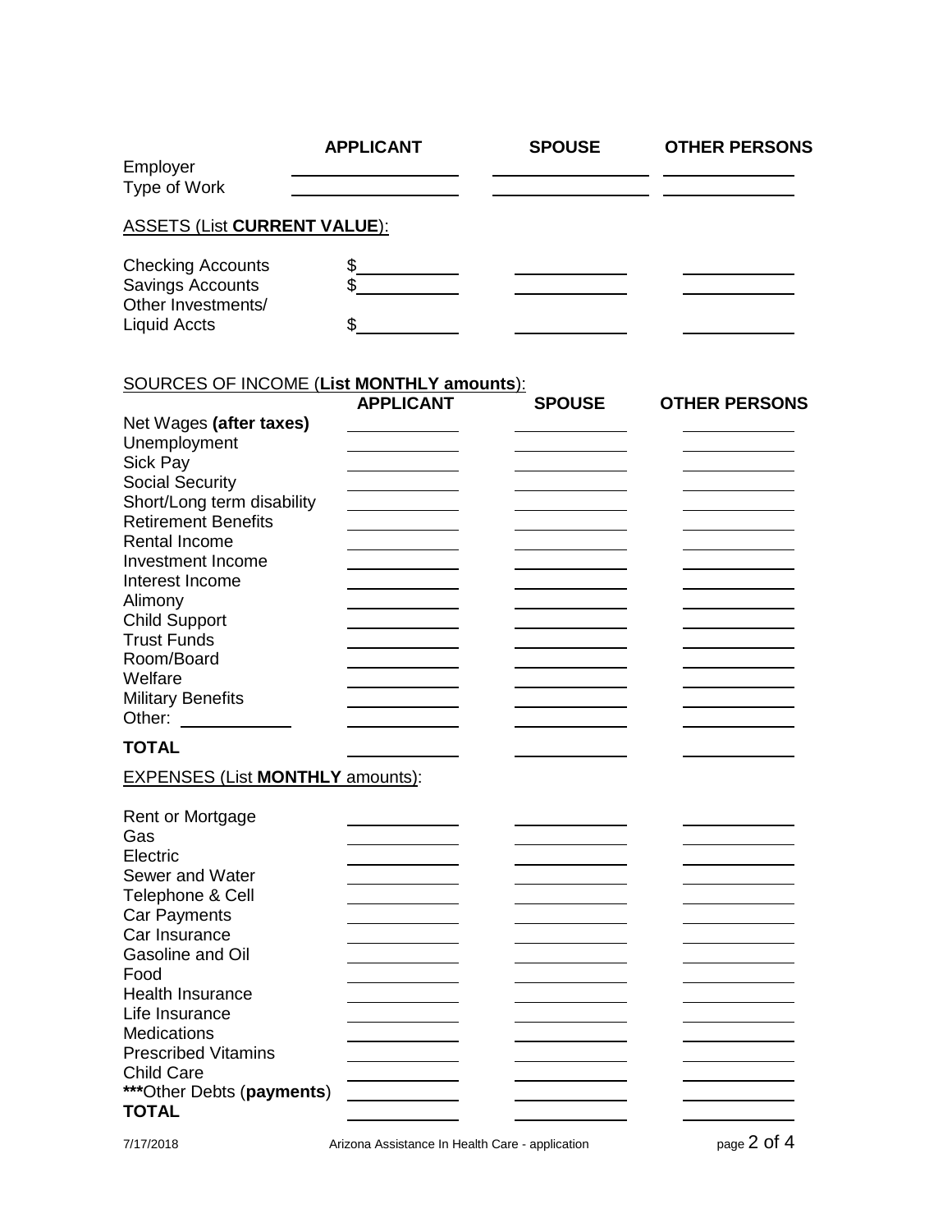| | APPLICANT | SPOUSE | OTHER PERSONS |
|---|---|---|---|
| Employer | | | |
| Type of Work | | | |

ASSETS (List **CURRENT VALUE**):

| | APPLICANT | SPOUSE | OTHER PERSONS |
|---|---|---|---|
| Checking Accounts | $ | | |
| Savings Accounts | $ | | |
| Other Investments/ Liquid Accts | $ | | |

SOURCES OF INCOME (**List MONTHLY amounts**):

| | APPLICANT | SPOUSE | OTHER PERSONS |
|---|---|---|---|
| Net Wages **(after taxes)** | | | |
| Unemployment | | | |
| Sick Pay | | | |
| Social Security | | | |
| Short/Long term disability | | | |
| Retirement Benefits | | | |
| Rental Income | | | |
| Investment Income | | | |
| Interest Income | | | |
| Alimony | | | |
| Child Support | | | |
| Trust Funds | | | |
| Room/Board | | | |
| Welfare | | | |
| Military Benefits | | | |
| Other: ________ | | | |
| **TOTAL** | | | |

EXPENSES (List **MONTHLY** amounts):

| | APPLICANT | SPOUSE | OTHER PERSONS |
|---|---|---|---|
| Rent or Mortgage | | | |
| Gas | | | |
| Electric | | | |
| Sewer and Water | | | |
| Telephone & Cell | | | |
| Car Payments | | | |
| Car Insurance | | | |
| Gasoline and Oil | | | |
| Food | | | |
| Health Insurance | | | |
| Life Insurance | | | |
| Medications | | | |
| Prescribed Vitamins | | | |
| Child Care | | | |
| **\*\*\***Other Debts (**payments**) | | | |
| **TOTAL** | | | |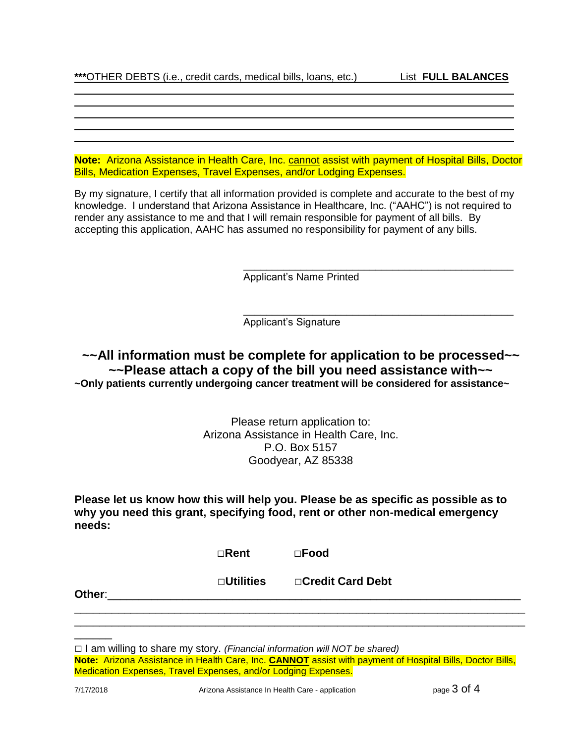**\*\*\***OTHER DEBTS (i.e., credit cards, medical bills, loans, etc.) List **FULL BALANCES**

______________________________________________________________________________

______________________________________________________________________________

______________________________________________________________________________

______________________________________________________________________________

______________________________________________________________________________

**Note:** Arizona Assistance in Health Care, Inc. cannot assist with payment of Hospital Bills, Doctor Bills, Medication Expenses, Travel Expenses, and/or Lodging Expenses.

By my signature, I certify that all information provided is complete and accurate to the best of my knowledge. I understand that Arizona Assistance in Healthcare, Inc. ("AAHC") is not required to render any assistance to me and that I will remain responsible for payment of all bills. By accepting this application, AAHC has assumed no responsibility for payment of any bills.

_______________________________________________
Applicant's Name Printed

_______________________________________________
Applicant's Signature

## ~~All information must be complete for application to be processed~~

## ~~Please attach a copy of the bill you need assistance with~~

**~Only patients currently undergoing cancer treatment will be considered for assistance~**

Please return application to:
Arizona Assistance in Health Care, Inc.
P.O. Box 5157
Goodyear, AZ 85338

**Please let us know how this will help you. Please be as specific as possible as to why you need this grant, specifying food, rent or other non-medical emergency needs:**

□**Rent** □**Food**

□**Utilities** □**Credit Card Debt**

**Other**:____________________________________________________________________

______________________________________________________________________________

______________________________________________________________________________

______

□ I am willing to share my story. *(Financial information will NOT be shared)*

**Note:** Arizona Assistance in Health Care, Inc. **CANNOT** assist with payment of Hospital Bills, Doctor Bills, Medication Expenses, Travel Expenses, and/or Lodging Expenses.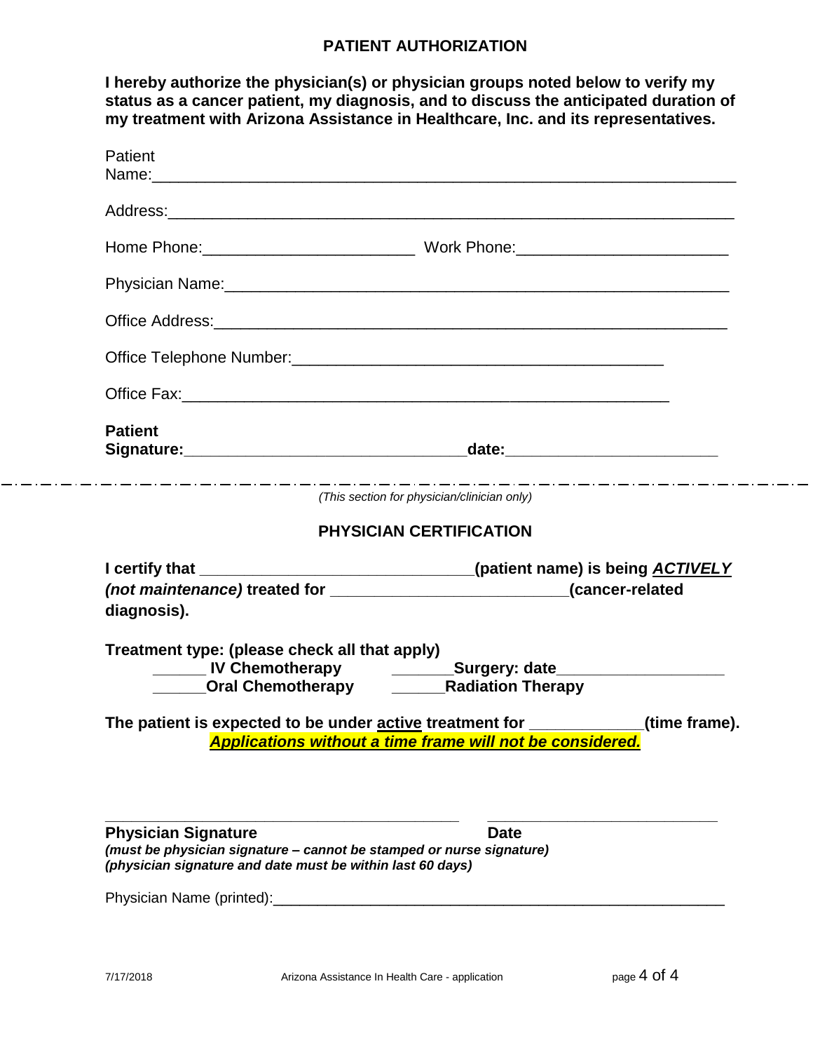## PATIENT AUTHORIZATION

**I hereby authorize the physician(s) or physician groups noted below to verify my status as a cancer patient, my diagnosis, and to discuss the anticipated duration of my treatment with Arizona Assistance in Healthcare, Inc. and its representatives.**

Patient Name:_______________________________________________

Address:_______________________________________________

Home Phone:_______________________ Work Phone:_______________________

Physician Name:_______________________________________________

Office Address:_______________________________________________

Office Telephone Number:_______________________________________

Office Fax:_______________________________________________

**Patient Signature:_______________________________date:_______________________**

---

*(This section for physician/clinician only)*

## PHYSICIAN CERTIFICATION

**I certify that _______________________________(patient name) is being *ACTIVELY (not maintenance)* treated for ___________________________(cancer-related diagnosis).**

**Treatment type: (please check all that apply)**

**______ IV Chemotherapy _______Surgery: date__________________**

**______Oral Chemotherapy ______Radiation Therapy**

**The patient is expected to be under active treatment for ____________(time frame).**

***Applications without a time frame will not be considered.***

_________________________________________ ___________________________

**Physician Signature** **Date**

***(must be physician signature – cannot be stamped or nurse signature)***

***(physician signature and date must be within last 60 days)***

Physician Name (printed):_______________________________________________

7/17/2018 Arizona Assistance In Health Care - application